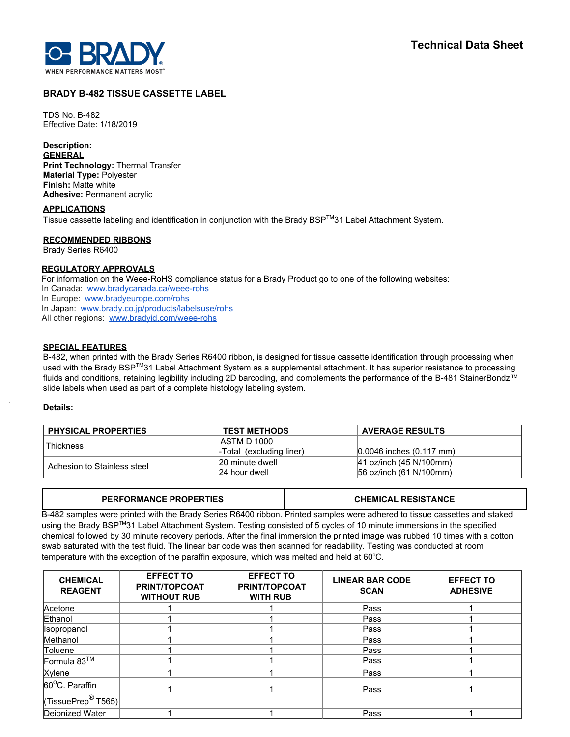**Technical Data Sheet**

# BRADY B-482 TISSUE CASSETTE LABEL

TDS No. B-482
Effective Date: 1/18/2019

**Description:**

**GENERAL**

**Print Technology:** Thermal Transfer
**Material Type:** Polyester
**Finish:** Matte white
**Adhesive:** Permanent acrylic

**APPLICATIONS**

Tissue cassette labeling and identification in conjunction with the Brady BSP™31 Label Attachment System.

**RECOMMENDED RIBBONS**

Brady Series R6400

**REGULATORY APPROVALS**

For information on the Weee-RoHS compliance status for a Brady Product go to one of the following websites:
In Canada: www.bradycanada.ca/weee-rohs
In Europe: www.bradyeurope.com/rohs
In Japan: www.brady.co.jp/products/labelsuse/rohs
All other regions: www.bradyid.com/weee-rohs

**SPECIAL FEATURES**

B-482, when printed with the Brady Series R6400 ribbon, is designed for tissue cassette identification through processing when used with the Brady BSP™31 Label Attachment System as a supplemental attachment. It has superior resistance to processing fluids and conditions, retaining legibility including 2D barcoding, and complements the performance of the B-481 StainerBondz™ slide labels when used as part of a complete histology labeling system.

**Details:**

| PHYSICAL PROPERTIES | TEST METHODS | AVERAGE RESULTS |
|---|---|---|
| Thickness | ASTM D 1000<br>-Total (excluding liner) | 0.0046 inches (0.117 mm) |
| Adhesion to Stainless steel | 20 minute dwell<br>24 hour dwell | 41 oz/inch (45 N/100mm)<br>56 oz/inch (61 N/100mm) |

| PERFORMANCE PROPERTIES | CHEMICAL RESISTANCE |
|---|---|

B-482 samples were printed with the Brady Series R6400 ribbon. Printed samples were adhered to tissue cassettes and staked using the Brady BSP™31 Label Attachment System. Testing consisted of 5 cycles of 10 minute immersions in the specified chemical followed by 30 minute recovery periods. After the final immersion the printed image was rubbed 10 times with a cotton swab saturated with the test fluid. The linear bar code was then scanned for readability. Testing was conducted at room temperature with the exception of the paraffin exposure, which was melted and held at 60ºC.

| CHEMICAL REAGENT | EFFECT TO PRINT/TOPCOAT WITHOUT RUB | EFFECT TO PRINT/TOPCOAT WITH RUB | LINEAR BAR CODE SCAN | EFFECT TO ADHESIVE |
|---|---|---|---|---|
| Acetone | 1 | 1 | Pass | 1 |
| Ethanol | 1 | 1 | Pass | 1 |
| Isopropanol | 1 | 1 | Pass | 1 |
| Methanol | 1 | 1 | Pass | 1 |
| Toluene | 1 | 1 | Pass | 1 |
| Formula 83™ | 1 | 1 | Pass | 1 |
| Xylene | 1 | 1 | Pass | 1 |
| 60ºC. Paraffin (TissuePrep® T565) | 1 | 1 | Pass | 1 |
| Deionized Water | 1 | 1 | Pass | 1 |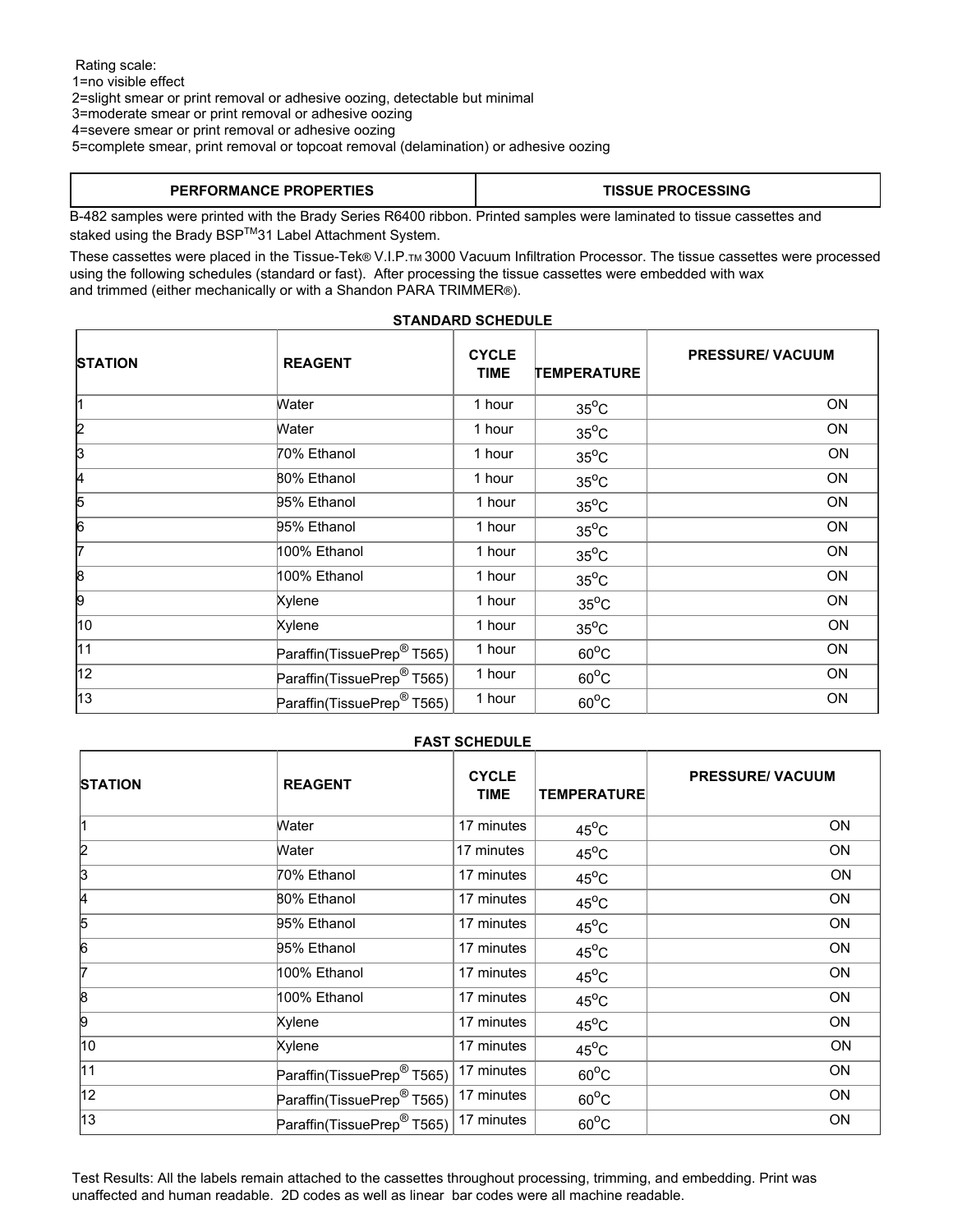Rating scale:
1=no visible effect
2=slight smear or print removal or adhesive oozing, detectable but minimal
3=moderate smear or print removal or adhesive oozing
4=severe smear or print removal or adhesive oozing
5=complete smear, print removal or topcoat removal (delamination) or adhesive oozing

| PERFORMANCE PROPERTIES | TISSUE PROCESSING |
|---|---|

B-482 samples were printed with the Brady Series R6400 ribbon. Printed samples were laminated to tissue cassettes and staked using the Brady BSP™31 Label Attachment System.

These cassettes were placed in the Tissue-Tek® V.I.P.™ 3000 Vacuum Infiltration Processor. The tissue cassettes were processed using the following schedules (standard or fast). After processing the tissue cassettes were embedded with wax and trimmed (either mechanically or with a Shandon PARA TRIMMER®).

**STANDARD SCHEDULE**

| STATION | REAGENT | CYCLE TIME | TEMPERATURE | PRESSURE/ VACUUM |
|---|---|---|---|---|
| 1 | Water | 1 hour | 35°C | ON |
| 2 | Water | 1 hour | 35°C | ON |
| 3 | 70% Ethanol | 1 hour | 35°C | ON |
| 4 | 80% Ethanol | 1 hour | 35°C | ON |
| 5 | 95% Ethanol | 1 hour | 35°C | ON |
| 6 | 95% Ethanol | 1 hour | 35°C | ON |
| 7 | 100% Ethanol | 1 hour | 35°C | ON |
| 8 | 100% Ethanol | 1 hour | 35°C | ON |
| 9 | Xylene | 1 hour | 35°C | ON |
| 10 | Xylene | 1 hour | 35°C | ON |
| 11 | Paraffin(TissuePrep® T565) | 1 hour | 60°C | ON |
| 12 | Paraffin(TissuePrep® T565) | 1 hour | 60°C | ON |
| 13 | Paraffin(TissuePrep® T565) | 1 hour | 60°C | ON |

**FAST SCHEDULE**

| STATION | REAGENT | CYCLE TIME | TEMPERATURE | PRESSURE/ VACUUM |
|---|---|---|---|---|
| 1 | Water | 17 minutes | 45°C | ON |
| 2 | Water | 17 minutes | 45°C | ON |
| 3 | 70% Ethanol | 17 minutes | 45°C | ON |
| 4 | 80% Ethanol | 17 minutes | 45°C | ON |
| 5 | 95% Ethanol | 17 minutes | 45°C | ON |
| 6 | 95% Ethanol | 17 minutes | 45°C | ON |
| 7 | 100% Ethanol | 17 minutes | 45°C | ON |
| 8 | 100% Ethanol | 17 minutes | 45°C | ON |
| 9 | Xylene | 17 minutes | 45°C | ON |
| 10 | Xylene | 17 minutes | 45°C | ON |
| 11 | Paraffin(TissuePrep® T565) | 17 minutes | 60°C | ON |
| 12 | Paraffin(TissuePrep® T565) | 17 minutes | 60°C | ON |
| 13 | Paraffin(TissuePrep® T565) | 17 minutes | 60°C | ON |

Test Results: All the labels remain attached to the cassettes throughout processing, trimming, and embedding. Print was unaffected and human readable. 2D codes as well as linear bar codes were all machine readable.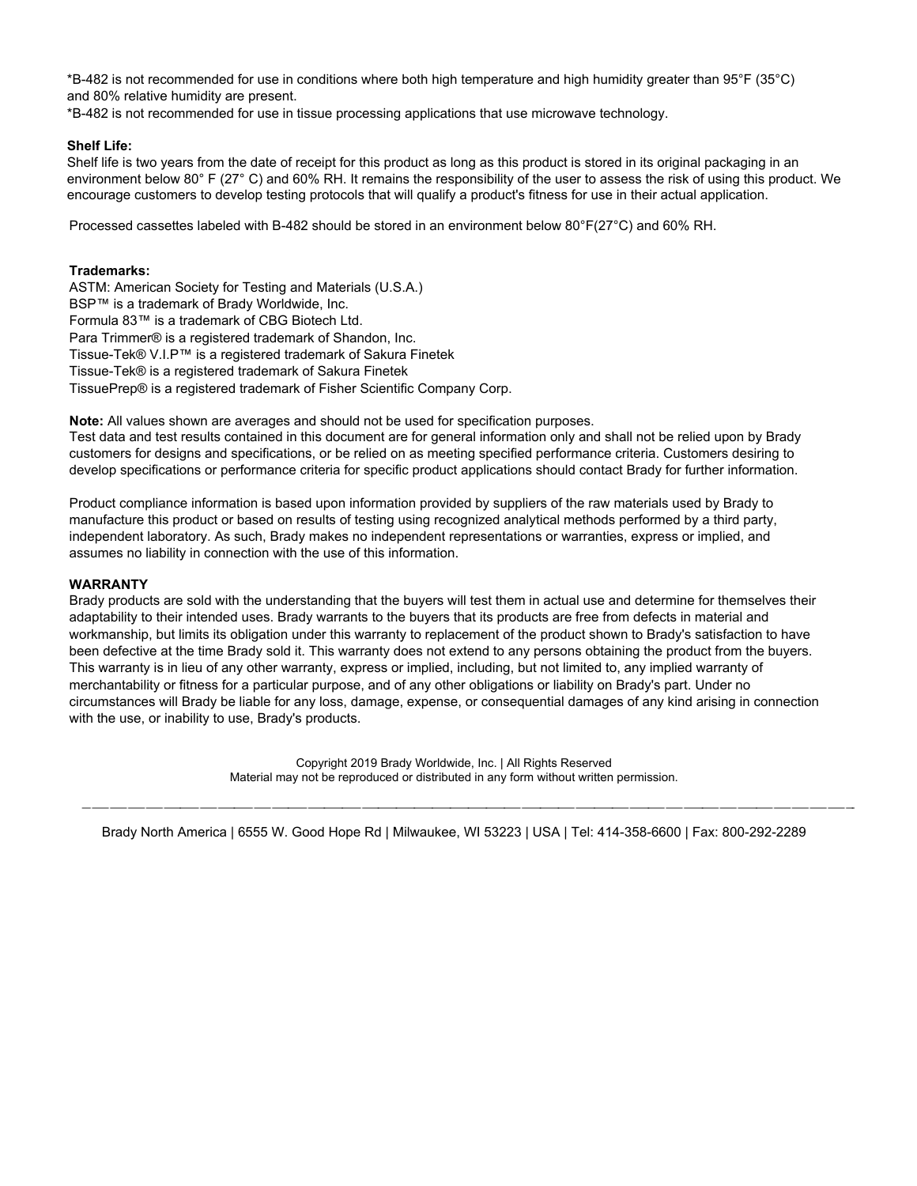*B-482 is not recommended for use in conditions where both high temperature and high humidity greater than 95°F (35°C) and 80% relative humidity are present.
*B-482 is not recommended for use in tissue processing applications that use microwave technology.

**Shelf Life:**
Shelf life is two years from the date of receipt for this product as long as this product is stored in its original packaging in an environment below 80° F (27° C) and 60% RH. It remains the responsibility of the user to assess the risk of using this product. We encourage customers to develop testing protocols that will qualify a product's fitness for use in their actual application.

Processed cassettes labeled with B-482 should be stored in an environment below 80°F(27°C) and 60% RH.

**Trademarks:**
ASTM: American Society for Testing and Materials (U.S.A.)
BSP™ is a trademark of Brady Worldwide, Inc.
Formula 83™ is a trademark of CBG Biotech Ltd.
Para Trimmer® is a registered trademark of Shandon, Inc.
Tissue-Tek® V.I.P™ is a registered trademark of Sakura Finetek
Tissue-Tek® is a registered trademark of Sakura Finetek
TissuePrep® is a registered trademark of Fisher Scientific Company Corp.

**Note:** All values shown are averages and should not be used for specification purposes.
Test data and test results contained in this document are for general information only and shall not be relied upon by Brady customers for designs and specifications, or be relied on as meeting specified performance criteria. Customers desiring to develop specifications or performance criteria for specific product applications should contact Brady for further information.

Product compliance information is based upon information provided by suppliers of the raw materials used by Brady to manufacture this product or based on results of testing using recognized analytical methods performed by a third party, independent laboratory. As such, Brady makes no independent representations or warranties, express or implied, and assumes no liability in connection with the use of this information.

**WARRANTY**
Brady products are sold with the understanding that the buyers will test them in actual use and determine for themselves their adaptability to their intended uses. Brady warrants to the buyers that its products are free from defects in material and workmanship, but limits its obligation under this warranty to replacement of the product shown to Brady's satisfaction to have been defective at the time Brady sold it. This warranty does not extend to any persons obtaining the product from the buyers. This warranty is in lieu of any other warranty, express or implied, including, but not limited to, any implied warranty of merchantability or fitness for a particular purpose, and of any other obligations or liability on Brady's part. Under no circumstances will Brady be liable for any loss, damage, expense, or consequential damages of any kind arising in connection with the use, or inability to use, Brady's products.

Copyright 2019 Brady Worldwide, Inc. | All Rights Reserved
Material may not be reproduced or distributed in any form without written permission.

---

Brady North America | 6555 W. Good Hope Rd | Milwaukee, WI 53223 | USA | Tel: 414-358-6600 | Fax: 800-292-2289